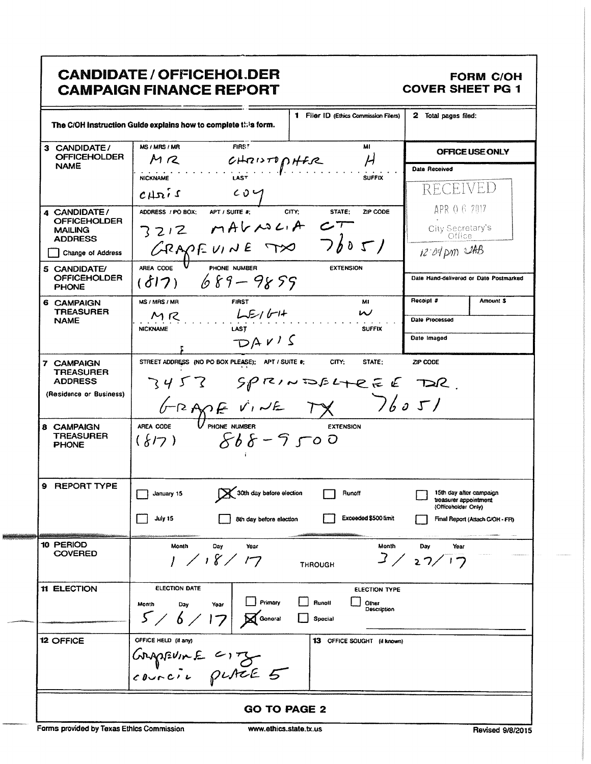# CANDIDATE / OFFICEHOLDER CAMPAIGN FINANCE REPORT

**FORM C/OH**
**COVER SHEET PG 1**

The C/OH Instruction Guide explains how to complete this form.

**1** Filer ID (Ethics Commission Filers):

**2** Total pages filed:

**OFFICE USE ONLY**

Date Received: RECEIVED APR 06 2017 City Secretary's Office 12:04 pm JAB

Date Hand-delivered or Date Postmarked:

Receipt #: | Amount $:

Date Processed:

Date Imaged:

| Field | Entry |
|---|---|
| **3 CANDIDATE / OFFICEHOLDER NAME** | MS / MRS / MR: MR; FIRST: CHRISTOPHER; MI: H; NICKNAME: CHRIS; LAST: COY; SUFFIX: |
| **4 CANDIDATE / OFFICEHOLDER MAILING ADDRESS** ☐ Change of Address | ADDRESS / PO BOX; APT / SUITE #; CITY; STATE; ZIP CODE: 3212 MAGNOLIA CT GRAPEVINE TX 76051 |
| **5 CANDIDATE / OFFICEHOLDER PHONE** | AREA CODE: (817); PHONE NUMBER: 689-9859; EXTENSION: |
| **6 CAMPAIGN TREASURER NAME** | MS / MRS / MR: MR; FIRST: LEIGH; MI: W; NICKNAME: ; LAST: DAVIS; SUFFIX: |
| **7 CAMPAIGN TREASURER ADDRESS** (Residence or Business) | STREET ADDRESS (NO PO BOX PLEASE); APT / SUITE #; CITY; STATE; ZIP CODE: 3457 SPRINDELTREE DR. GRAPEVINE TX 76051 |
| **8 CAMPAIGN TREASURER PHONE** | AREA CODE: (817); PHONE NUMBER: 868-9500; EXTENSION: |

**9 REPORT TYPE**

- ☐ January 15
- ☒ 30th day before election
- ☐ Runoff
- ☐ 15th day after campaign treasurer appointment (Officeholder Only)
- ☐ July 15
- ☐ 8th day before election
- ☐ Exceeded $500 limit
- ☐ Final Report (Attach C/OH - FR)

**10 PERIOD COVERED**

Month / Day / Year: 1 / 18 / 17 THROUGH Month / Day / Year: 3 / 27 / 17

**11 ELECTION**

ELECTION DATE (Month / Day / Year): 5 / 6 / 17

ELECTION TYPE:
- ☐ Primary
- ☐ Runoff
- ☐ Other Description
- ☒ General
- ☐ Special

**12 OFFICE**

OFFICE HELD (if any): GRAPEVINE CITY COUNCIL PLACE 5

**13** OFFICE SOUGHT (if known):

**GO TO PAGE 2**

Forms provided by Texas Ethics Commission | www.ethics.state.tx.us | Revised 9/8/2015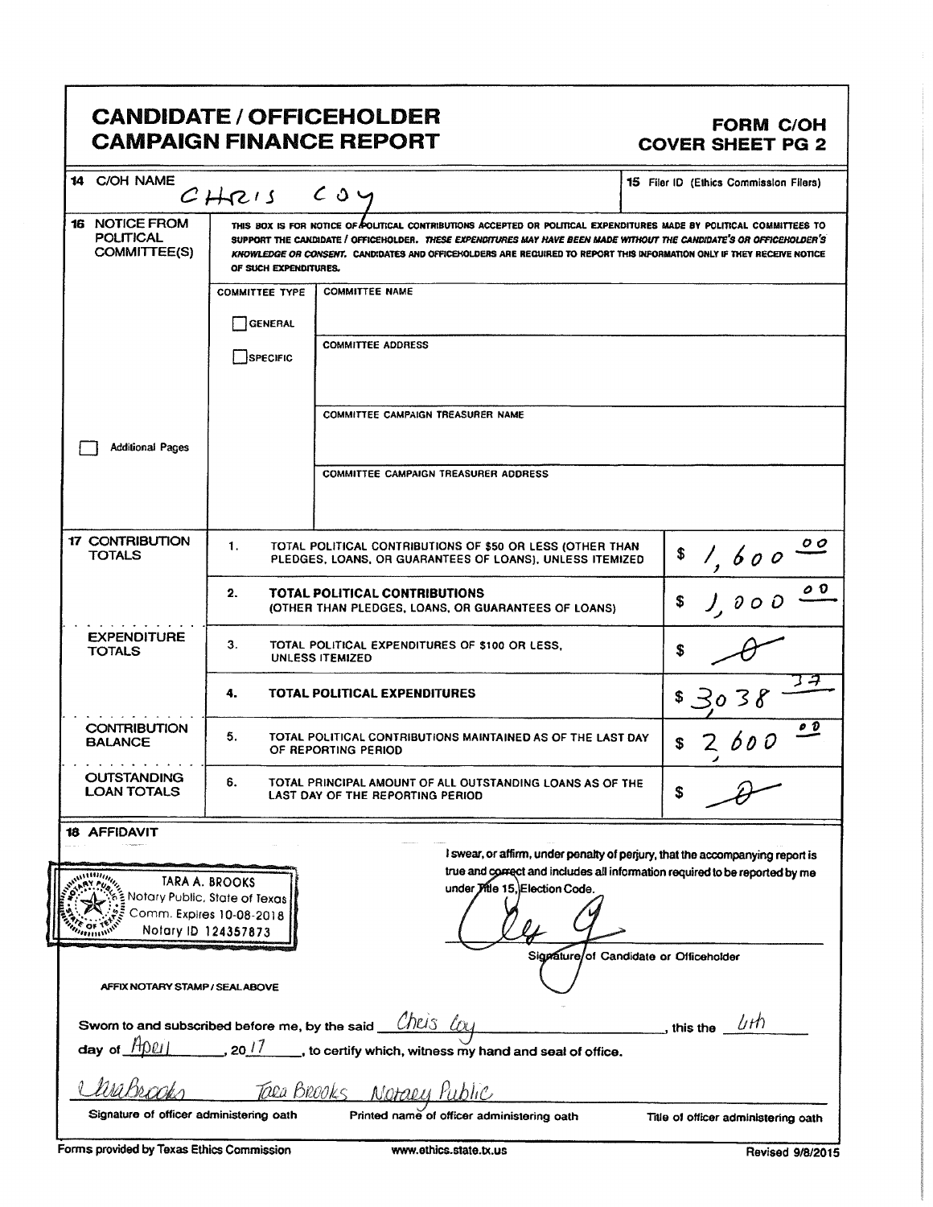# CANDIDATE / OFFICEHOLDER CAMPAIGN FINANCE REPORT

**FORM C/OH COVER SHEET PG 2**

| | | |
|---|---|---|
| 14 C/OH NAME | CHRIS COY | 15 Filer ID (Ethics Commission Filers) |

**16 NOTICE FROM POLITICAL COMMITTEE(S)**

THIS BOX IS FOR NOTICE OF POLITICAL CONTRIBUTIONS ACCEPTED OR POLITICAL EXPENDITURES MADE BY POLITICAL COMMITTEES TO SUPPORT THE CANDIDATE / OFFICEHOLDER. *THESE EXPENDITURES MAY HAVE BEEN MADE WITHOUT THE CANDIDATE'S OR OFFICEHOLDER'S KNOWLEDGE OR CONSENT.* CANDIDATES AND OFFICEHOLDERS ARE REQUIRED TO REPORT THIS INFORMATION ONLY IF THEY RECEIVE NOTICE OF SUCH EXPENDITURES.

| COMMITTEE TYPE | |
|---|---|
| ☐ GENERAL | COMMITTEE NAME |
| ☐ SPECIFIC | COMMITTEE ADDRESS |
| | COMMITTEE CAMPAIGN TREASURER NAME |
| ☐ Additional Pages | COMMITTEE CAMPAIGN TREASURER ADDRESS |

| | | | |
|---|---|---|---|
| **17 CONTRIBUTION TOTALS** | 1. | TOTAL POLITICAL CONTRIBUTIONS OF $50 OR LESS (OTHER THAN PLEDGES, LOANS, OR GUARANTEES OF LOANS), UNLESS ITEMIZED | $ 1,600.00 |
| | 2. | **TOTAL POLITICAL CONTRIBUTIONS** (OTHER THAN PLEDGES, LOANS, OR GUARANTEES OF LOANS) | $ 1,000.00 |
| **EXPENDITURE TOTALS** | 3. | TOTAL POLITICAL EXPENDITURES OF $100 OR LESS, UNLESS ITEMIZED | $ 0 |
| | 4. | **TOTAL POLITICAL EXPENDITURES** | $ 3,038.37 |
| **CONTRIBUTION BALANCE** | 5. | TOTAL POLITICAL CONTRIBUTIONS MAINTAINED AS OF THE LAST DAY OF REPORTING PERIOD | $ 2,600.00 |
| **OUTSTANDING LOAN TOTALS** | 6. | TOTAL PRINCIPAL AMOUNT OF ALL OUTSTANDING LOANS AS OF THE LAST DAY OF THE REPORTING PERIOD | $ 0 |

**18 AFFIDAVIT**

TARA A. BROOKS
Notary Public, State of Texas
Comm. Expires 10-08-2018
Notary ID 124357873

AFFIX NOTARY STAMP / SEAL ABOVE

I swear, or affirm, under penalty of perjury, that the accompanying report is true and correct and includes all information required to be reported by me under Title 15, Election Code.

[Signature]
Signature of Candidate or Officeholder

Sworn to and subscribed before me, by the said Chris Coy, this the 6th day of April, 2017, to certify which, witness my hand and seal of office.

| [Signature] | Tara Brooks | Notary Public |
|---|---|---|
| Signature of officer administering oath | Printed name of officer administering oath | Title of officer administering oath |

Forms provided by Texas Ethics Commission www.ethics.state.tx.us Revised 9/8/2015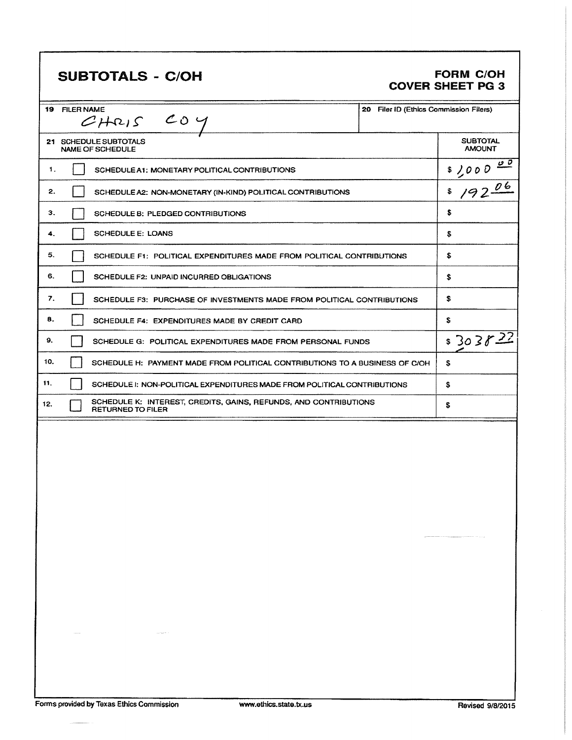# SUBTOTALS - C/OH

**FORM C/OH**
**COVER SHEET PG 3**

| 19 FILER NAME | 20 Filer ID (Ethics Commission Filers) |
|---|---|
| CHRIS COY | |

| 21 SCHEDULE SUBTOTALS NAME OF SCHEDULE | | SUBTOTAL AMOUNT |
|---|---|---|
| 1. | ☐ SCHEDULE A1: MONETARY POLITICAL CONTRIBUTIONS | $ 1,000.00 |
| 2. | ☐ SCHEDULE A2: NON-MONETARY (IN-KIND) POLITICAL CONTRIBUTIONS | $ 192.06 |
| 3. | ☐ SCHEDULE B: PLEDGED CONTRIBUTIONS | $ |
| 4. | ☐ SCHEDULE E: LOANS | $ |
| 5. | ☐ SCHEDULE F1: POLITICAL EXPENDITURES MADE FROM POLITICAL CONTRIBUTIONS | $ |
| 6. | ☐ SCHEDULE F2: UNPAID INCURRED OBLIGATIONS | $ |
| 7. | ☐ SCHEDULE F3: PURCHASE OF INVESTMENTS MADE FROM POLITICAL CONTRIBUTIONS | $ |
| 8. | ☐ SCHEDULE F4: EXPENDITURES MADE BY CREDIT CARD | $ |
| 9. | ☐ SCHEDULE G: POLITICAL EXPENDITURES MADE FROM PERSONAL FUNDS | $ 3,038.22 |
| 10. | ☐ SCHEDULE H: PAYMENT MADE FROM POLITICAL CONTRIBUTIONS TO A BUSINESS OF C/OH | $ |
| 11. | ☐ SCHEDULE I: NON-POLITICAL EXPENDITURES MADE FROM POLITICAL CONTRIBUTIONS | $ |
| 12. | ☐ SCHEDULE K: INTEREST, CREDITS, GAINS, REFUNDS, AND CONTRIBUTIONS RETURNED TO FILER | $ |

Forms provided by Texas Ethics Commission www.ethics.state.tx.us Revised 9/8/2015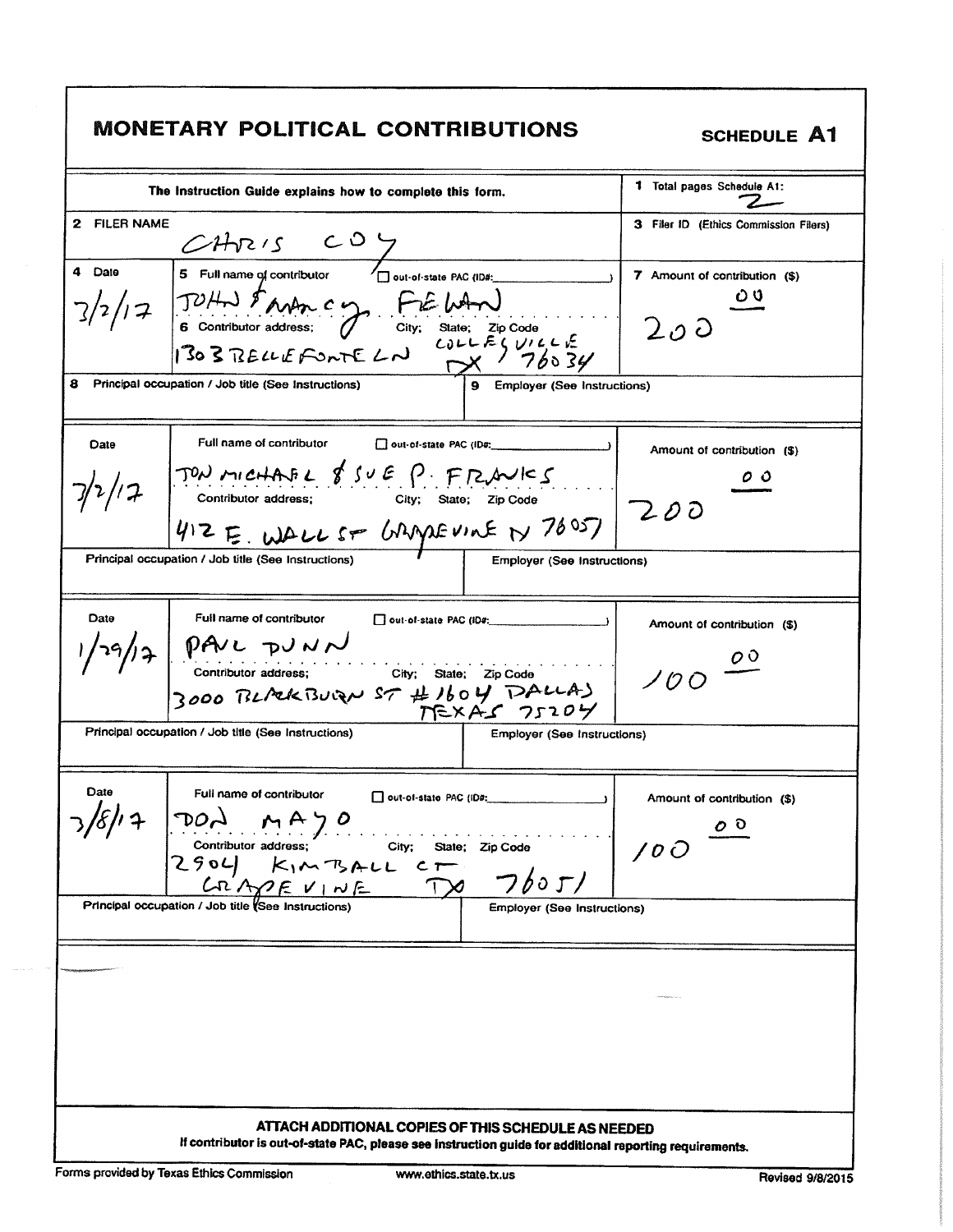# MONETARY POLITICAL CONTRIBUTIONS

**SCHEDULE A1**

| The Instruction Guide explains how to complete this form. | | 1 Total pages Schedule A1: 2 |
|---|---|---|
| 2 FILER NAME | CHRIS COY | 3 Filer ID (Ethics Commission Filers) |

| 4 Date | 5 Full name of contributor ☐ out-of-state PAC (ID#: ) / 6 Contributor address; City; State; Zip Code | 7 Amount of contribution ($) |
|---|---|---|
| 3/2/17 | JOHN & NANCY FEHAN / 1303 BELLEFONTE LN COLLEYVILLE TX 76034 | 200.00 |
| 8 Principal occupation / Job title (See Instructions) | 9 Employer (See Instructions) | |

| Date | Full name of contributor ☐ out-of-state PAC (ID#: ) / Contributor address; City; State; Zip Code | Amount of contribution ($) |
|---|---|---|
| 3/2/17 | JON MICHAEL & SUE P. FRANKS / 412 E. WALL ST GRAPEVINE TX 76051 | 200.00 |
| Principal occupation / Job title (See Instructions) | Employer (See Instructions) | |

| Date | Full name of contributor ☐ out-of-state PAC (ID#: ) / Contributor address; City; State; Zip Code | Amount of contribution ($) |
|---|---|---|
| 1/29/17 | PAUL DUNN / 3000 BLACKBURN ST #1604 DALLAS TEXAS 75204 | 100.00 |
| Principal occupation / Job title (See Instructions) | Employer (See Instructions) | |

| Date | Full name of contributor ☐ out-of-state PAC (ID#: ) / Contributor address; City; State; Zip Code | Amount of contribution ($) |
|---|---|---|
| 3/8/17 | DON MAYO / 2904 KIMBALL CT GRAPEVINE TX 76051 | 100.00 |
| Principal occupation / Job title (See Instructions) | Employer (See Instructions) | |

**ATTACH ADDITIONAL COPIES OF THIS SCHEDULE AS NEEDED**

**If contributor is out-of-state PAC, please see instruction guide for additional reporting requirements.**

Forms provided by Texas Ethics Commission www.ethics.state.tx.us Revised 9/8/2015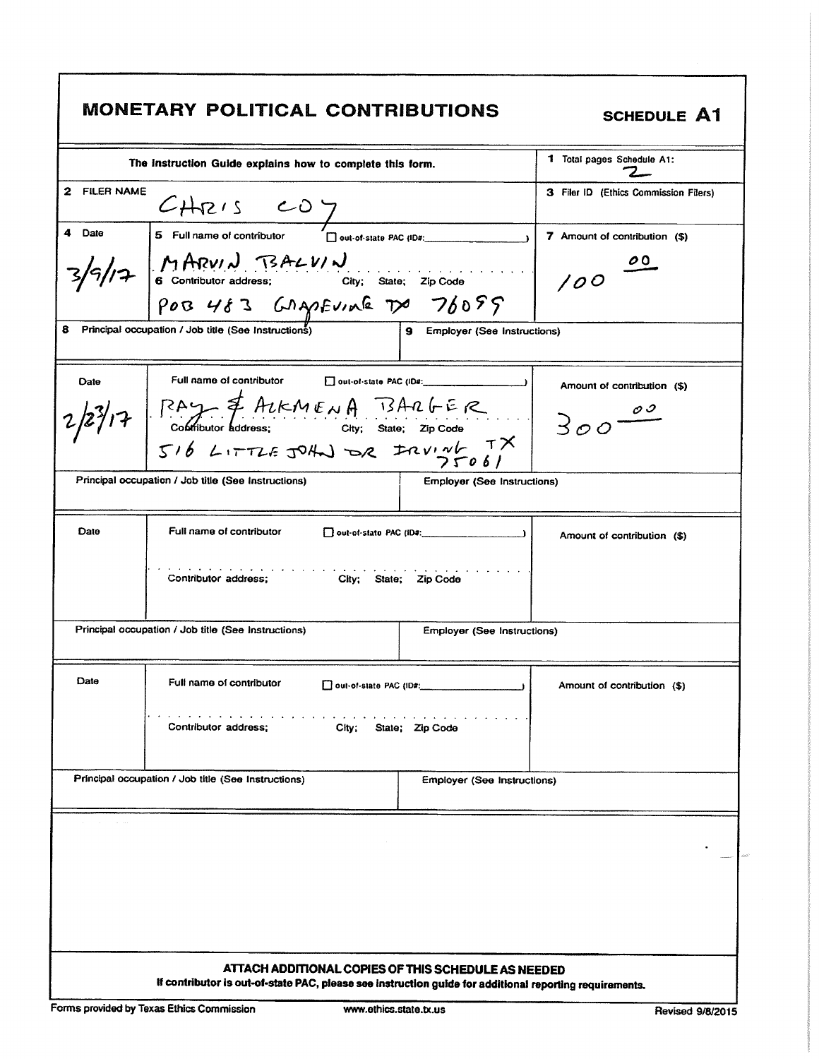# MONETARY POLITICAL CONTRIBUTIONS

**SCHEDULE A1**

| The Instruction Guide explains how to complete this form. | 1 Total pages Schedule A1: 2 |
|---|---|
| 2 FILER NAME: CHRIS COY | 3 Filer ID (Ethics Commission Filers) |

| 4 Date | 5 Full name of contributor ☐ out-of-state PAC (ID#: ) / 6 Contributor address; City; State; Zip Code | 7 Amount of contribution ($) |
|---|---|---|
| 3/9/17 | MARVIN BALVIN / POB 483 GRAPEVINE TX 76099 | 100.00 |
| 8 Principal occupation / Job title (See Instructions): | 9 Employer (See Instructions): | |

| Date | Full name of contributor ☐ out-of-state PAC (ID#: ) / Contributor address; City; State; Zip Code | Amount of contribution ($) |
|---|---|---|
| 2/23/17 | RAY & ALKMENA BARGER / 516 LITTLE JOHN DR IRVING TX 75061 | 300.00 |
| Principal occupation / Job title (See Instructions): | Employer (See Instructions): | |

| Date | Full name of contributor ☐ out-of-state PAC (ID#: ) / Contributor address; City; State; Zip Code | Amount of contribution ($) |
|---|---|---|
| | | |
| Principal occupation / Job title (See Instructions): | Employer (See Instructions): | |

| Date | Full name of contributor ☐ out-of-state PAC (ID#: ) / Contributor address; City; State; Zip Code | Amount of contribution ($) |
|---|---|---|
| | | |
| Principal occupation / Job title (See Instructions): | Employer (See Instructions): | |

**ATTACH ADDITIONAL COPIES OF THIS SCHEDULE AS NEEDED**

**If contributor is out-of-state PAC, please see instruction guide for additional reporting requirements.**

Forms provided by Texas Ethics Commission www.ethics.state.tx.us Revised 9/8/2015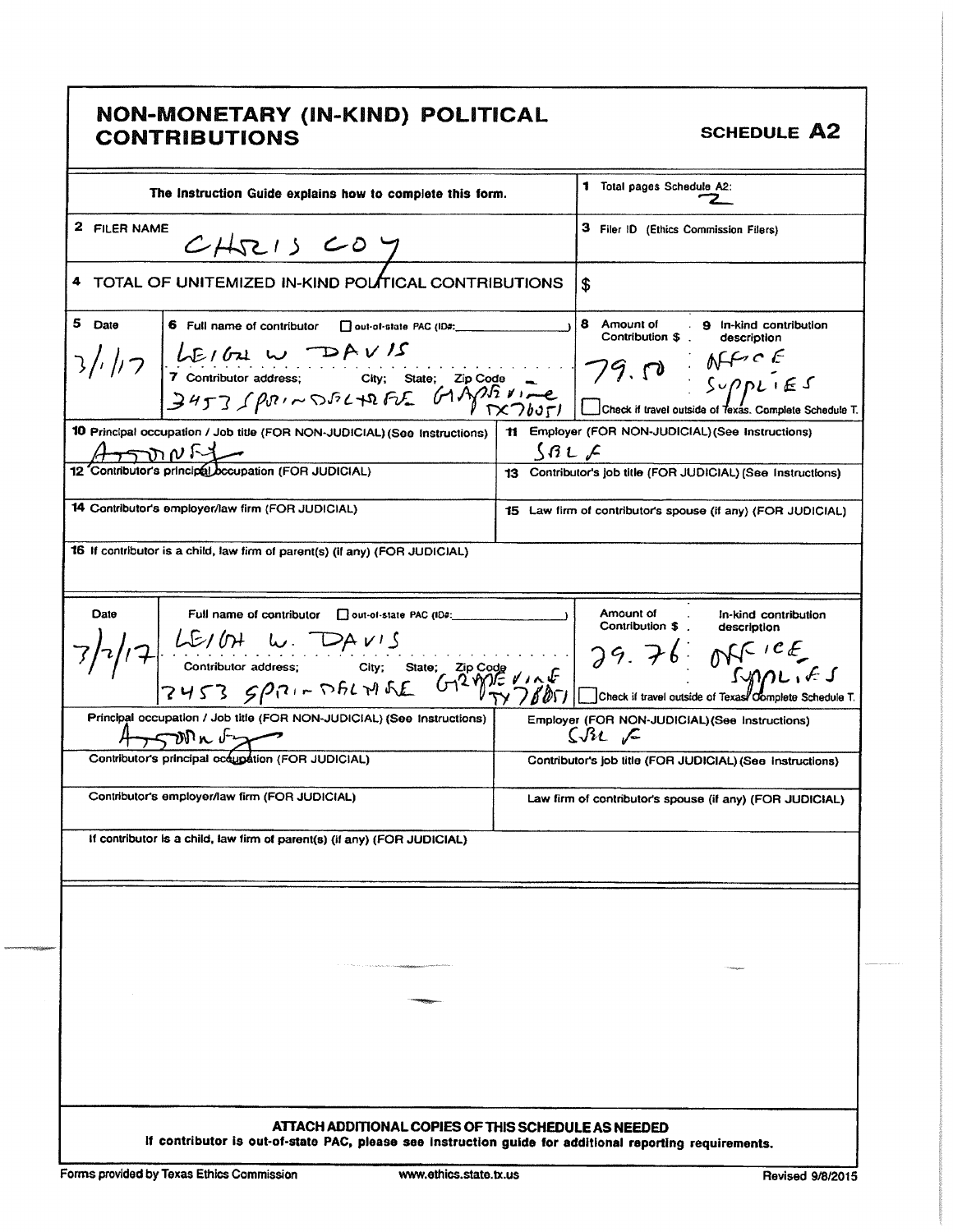# NON-MONETARY (IN-KIND) POLITICAL CONTRIBUTIONS

**SCHEDULE A2**

| The Instruction Guide explains how to complete this form. | 1 Total pages Schedule A2: 2 |
|---|---|
| 2 FILER NAME CHRIS COY | 3 Filer ID (Ethics Commission Filers) |
| 4 TOTAL OF UNITEMIZED IN-KIND POLITICAL CONTRIBUTIONS | $ |

| 5 Date | 6 Full name of contributor ☐ out-of-state PAC (ID#: ) / 7 Contributor address; City; State; Zip Code | 8 Amount of Contribution $ | 9 In-kind contribution description |
|---|---|---|---|
| 3/1/17 | LEIGH W DAVIS / 3453 SPRINGDALE GRAPEVINE TX 76051 | 79.50 | OFFICE SUPPLIES ☐ Check if travel outside of Texas. Complete Schedule T. |

| 10 Principal occupation / Job title (FOR NON-JUDICIAL) (See Instructions) | 11 Employer (FOR NON-JUDICIAL) (See Instructions) |
|---|---|
| ATTORNEY | SELF |
| 12 Contributor's principal occupation (FOR JUDICIAL) | 13 Contributor's job title (FOR JUDICIAL) (See Instructions) |
| 14 Contributor's employer/law firm (FOR JUDICIAL) | 15 Law firm of contributor's spouse (if any) (FOR JUDICIAL) |
| 16 If contributor is a child, law firm of parent(s) (if any) (FOR JUDICIAL) | |

| Date | Full name of contributor ☐ out-of-state PAC (ID#: ) / Contributor address; City; State; Zip Code | Amount of Contribution $ | In-kind contribution description |
|---|---|---|---|
| 3/2/17 | LEIGH W. DAVIS / 3453 SPRINGDALE GRAPEVINE TX 76051 | 29.76 | OFFICE SUPPLIES ☐ Check if travel outside of Texas. Complete Schedule T. |

| Principal occupation / Job title (FOR NON-JUDICIAL) (See Instructions) | Employer (FOR NON-JUDICIAL) (See Instructions) |
|---|---|
| ATTORNEY | SELF |
| Contributor's principal occupation (FOR JUDICIAL) | Contributor's job title (FOR JUDICIAL) (See Instructions) |
| Contributor's employer/law firm (FOR JUDICIAL) | Law firm of contributor's spouse (if any) (FOR JUDICIAL) |
| If contributor is a child, law firm of parent(s) (if any) (FOR JUDICIAL) | |

**ATTACH ADDITIONAL COPIES OF THIS SCHEDULE AS NEEDED**

**If contributor is out-of-state PAC, please see instruction guide for additional reporting requirements.**

Forms provided by Texas Ethics Commission www.ethics.state.tx.us Revised 9/8/2015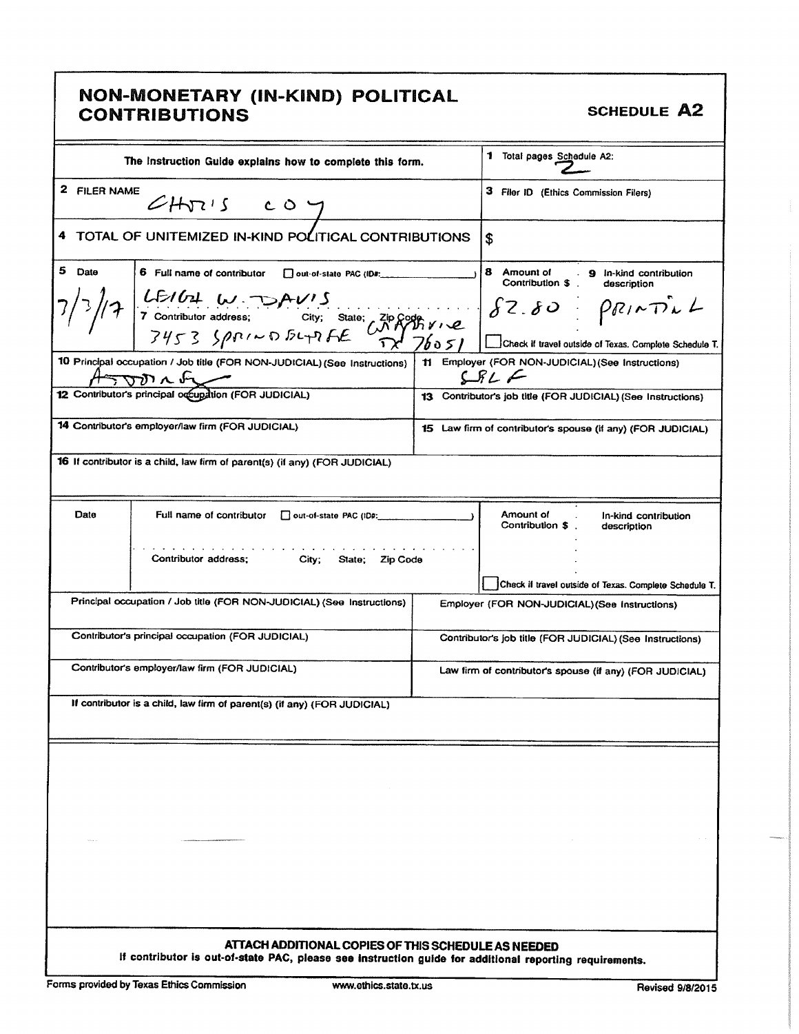# NON-MONETARY (IN-KIND) POLITICAL CONTRIBUTIONS

**SCHEDULE A2**

| The Instruction Guide explains how to complete this form. | 1 Total pages Schedule A2: 2 |
|---|---|
| 2 FILER NAME CHRIS COY | 3 Filer ID (Ethics Commission Filers) |
| 4 TOTAL OF UNITEMIZED IN-KIND POLITICAL CONTRIBUTIONS | $ |

| 5 Date | 6 Full name of contributor ☐ out-of-state PAC (ID#: ) / 7 Contributor address; City; State; Zip Code | 8 Amount of Contribution $ | 9 In-kind contribution description |
|---|---|---|---|
| 7/3/17 | LEIGH W. DAVIS / 7453 SPRINGDALE GRAPEVINE TX 76051 | 82.80 | PRINTING |
| | | ☐ Check if travel outside of Texas. Complete Schedule T. | |

| 10 Principal occupation / Job title (FOR NON-JUDICIAL) (See Instructions) | 11 Employer (FOR NON-JUDICIAL) (See Instructions) |
|---|---|
| ATTORNEY | SELF |
| 12 Contributor's principal occupation (FOR JUDICIAL) | 13 Contributor's job title (FOR JUDICIAL) (See Instructions) |
| 14 Contributor's employer/law firm (FOR JUDICIAL) | 15 Law firm of contributor's spouse (if any) (FOR JUDICIAL) |
| 16 If contributor is a child, law firm of parent(s) (if any) (FOR JUDICIAL) | |

| Date | Full name of contributor ☐ out-of-state PAC (ID#: ) / Contributor address; City; State; Zip Code | Amount of Contribution $ | In-kind contribution description |
|---|---|---|---|
| | | ☐ Check if travel outside of Texas. Complete Schedule T. | |

| Principal occupation / Job title (FOR NON-JUDICIAL) (See Instructions) | Employer (FOR NON-JUDICIAL) (See Instructions) |
|---|---|
| Contributor's principal occupation (FOR JUDICIAL) | Contributor's job title (FOR JUDICIAL) (See Instructions) |
| Contributor's employer/law firm (FOR JUDICIAL) | Law firm of contributor's spouse (if any) (FOR JUDICIAL) |
| If contributor is a child, law firm of parent(s) (if any) (FOR JUDICIAL) | |

**ATTACH ADDITIONAL COPIES OF THIS SCHEDULE AS NEEDED**

**If contributor is out-of-state PAC, please see instruction guide for additional reporting requirements.**

Forms provided by Texas Ethics Commission www.ethics.state.tx.us Revised 9/8/2015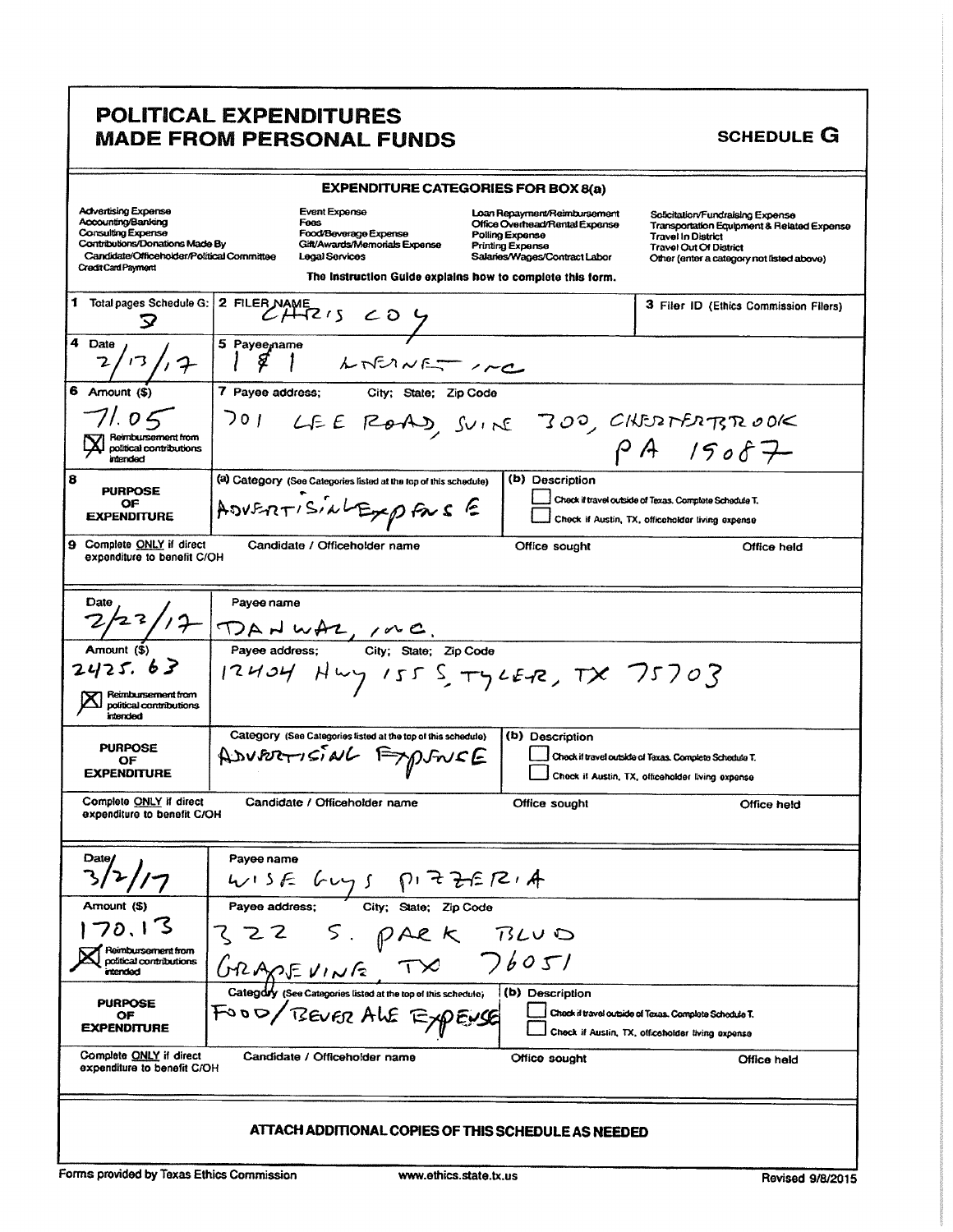# POLITICAL EXPENDITURES MADE FROM PERSONAL FUNDS

**SCHEDULE G**

## EXPENDITURE CATEGORIES FOR BOX 8(a)

| | | | |
|---|---|---|---|
| Advertising Expense | Event Expense | Loan Repayment/Reimbursement | Solicitation/Fundraising Expense |
| Accounting/Banking | Fees | Office Overhead/Rental Expense | Transportation Equipment & Related Expense |
| Consulting Expense | Food/Beverage Expense | Polling Expense | Travel In District |
| Contributions/Donations Made By Candidate/Officeholder/Political Committee | Gift/Awards/Memorials Expense | Printing Expense | Travel Out Of District |
| Credit Card Payment | Legal Services | Salaries/Wages/Contract Labor | Other (enter a category not listed above) |

The Instruction Guide explains how to complete this form.

| | | |
|---|---|---|
| **1** Total pages Schedule G: 3 | **2** FILER NAME: CHRIS COY | **3** Filer ID (Ethics Commission Filers) |

---

**4** Date: 2/13/17

**5** Payee name: 1 & 1 INTERNET INC

**6** Amount ($): 71.05

☒ Reimbursement from political contributions intended

**7** Payee address; City; State; Zip Code: 701 LEE ROAD, SUITE 300, CHESTERBROOK PA 19087

**8 PURPOSE OF EXPENDITURE**

(a) Category (See Categories listed at the top of this schedule): ADVERTISING EXPENSE

(b) Description

☐ Check if travel outside of Texas. Complete Schedule T.

☐ Check if Austin, TX, officeholder living expense

**9** Complete ONLY if direct expenditure to benefit C/OH — Candidate / Officeholder name: | Office sought: | Office held:

---

Date: 2/22/17

Payee name: DANWAL, INC.

Amount ($): 2425.63

☒ Reimbursement from political contributions intended

Payee address; City; State; Zip Code: 12404 HWY 155 S, TYLER, TX 75703

**PURPOSE OF EXPENDITURE**

Category (See Categories listed at the top of this schedule): ADVERTISING EXPENSE

(b) Description

☐ Check if travel outside of Texas. Complete Schedule T.

☐ Check if Austin, TX, officeholder living expense

Complete ONLY if direct expenditure to benefit C/OH — Candidate / Officeholder name: | Office sought: | Office held:

---

Date: 3/2/17

Payee name: WISE GUYS PIZZERIA

Amount ($): 170.13

☒ Reimbursement from political contributions intended

Payee address; City; State; Zip Code: 322 S. PARK BLVD GRAPEVINE, TX 76051

**PURPOSE OF EXPENDITURE**

Category (See Categories listed at the top of this schedule): FOOD/BEVERAGE EXPENSE

(b) Description

☐ Check if travel outside of Texas. Complete Schedule T.

☐ Check if Austin, TX, officeholder living expense

Complete ONLY if direct expenditure to benefit C/OH — Candidate / Officeholder name: | Office sought: | Office held:

---

**ATTACH ADDITIONAL COPIES OF THIS SCHEDULE AS NEEDED**

Forms provided by Texas Ethics Commission — www.ethics.state.tx.us — Revised 9/8/2015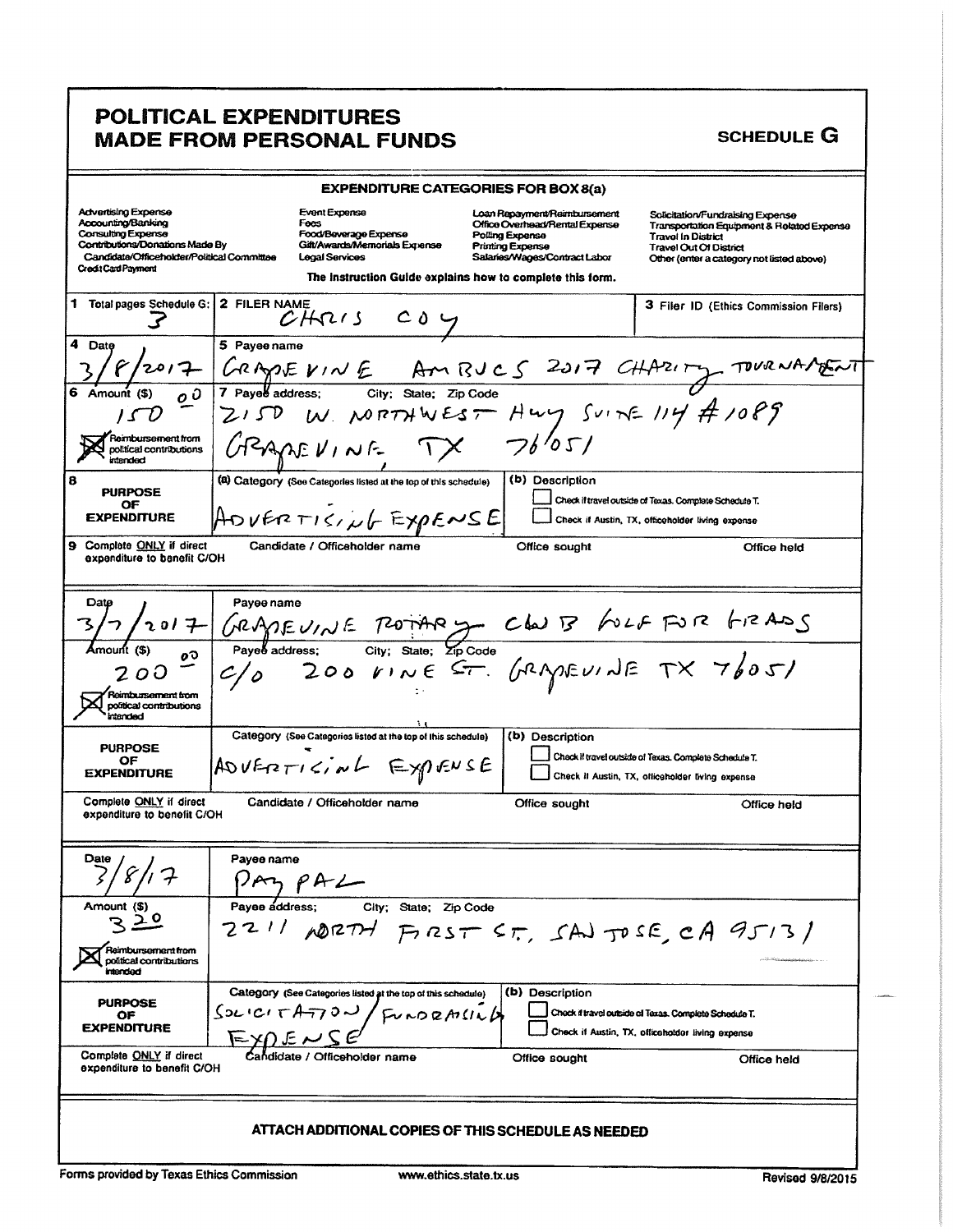# POLITICAL EXPENDITURES MADE FROM PERSONAL FUNDS

## SCHEDULE G

**EXPENDITURE CATEGORIES FOR BOX 8(a)**

| | | | |
|---|---|---|---|
| Advertising Expense | Event Expense | Loan Repayment/Reimbursement | Solicitation/Fundraising Expense |
| Accounting/Banking | Fees | Office Overhead/Rental Expense | Transportation Equipment & Related Expense |
| Consulting Expense | Food/Beverage Expense | Polling Expense | Travel In District |
| Contributions/Donations Made By Candidate/Officeholder/Political Committee | Gift/Awards/Memorials Expense | Printing Expense | Travel Out Of District |
| Credit Card Payment | Legal Services | Salaries/Wages/Contract Labor | Other (enter a category not listed above) |

The Instruction Guide explains how to complete this form.

| | | |
|---|---|---|
| **1** Total pages Schedule G: 3 | **2** FILER NAME: CHRIS COY | **3** Filer ID (Ethics Commission Filers) |

---

**4** Date: 3/8/2017

**5** Payee name: GRAPEVINE AMBUCS 2017 CHARITY TOURNAMENT

**6** Amount ($): 150.00

☒ Reimbursement from political contributions intended

**7** Payee address; City; State; Zip Code: 2150 W. NORTHWEST HWY SUITE 114 #1089 GRAPEVINE TX 76051

**8** PURPOSE OF EXPENDITURE

(a) Category (See Categories listed at the top of this schedule): ADVERTISING EXPENSE

(b) Description:

☐ Check if travel outside of Texas. Complete Schedule T.

☐ Check if Austin, TX, officeholder living expense

**9** Complete ONLY if direct expenditure to benefit C/OH — Candidate / Officeholder name: | Office sought: | Office held:

---

Date: 3/7/2017

Payee name: GRAPEVINE ROTARY CLUB GOLF FOR GRADS

Amount ($): 200.00

☒ Reimbursement from political contributions intended

Payee address; City; State; Zip Code: c/o 200 VINE ST. GRAPEVINE TX 76051

PURPOSE OF EXPENDITURE

Category (See Categories listed at the top of this schedule): ADVERTISING EXPENSE

(b) Description:

☐ Check if travel outside of Texas. Complete Schedule T.

☐ Check if Austin, TX, officeholder living expense

Complete ONLY if direct expenditure to benefit C/OH — Candidate / Officeholder name: | Office sought: | Office held:

---

Date: 3/8/17

Payee name: PAYPAL

Amount ($): 3.20

☒ Reimbursement from political contributions intended

Payee address; City; State; Zip Code: 2211 NORTH FIRST ST, SAN JOSE, CA 95131

PURPOSE OF EXPENDITURE

Category (See Categories listed at the top of this schedule): SOLICITATION/FUNDRAISING EXPENSE

(b) Description:

☐ Check if travel outside of Texas. Complete Schedule T.

☐ Check if Austin, TX, officeholder living expense

Complete ONLY if direct expenditure to benefit C/OH — Candidate / Officeholder name: | Office sought: | Office held:

---

**ATTACH ADDITIONAL COPIES OF THIS SCHEDULE AS NEEDED**

Forms provided by Texas Ethics Commission — www.ethics.state.tx.us — Revised 9/8/2015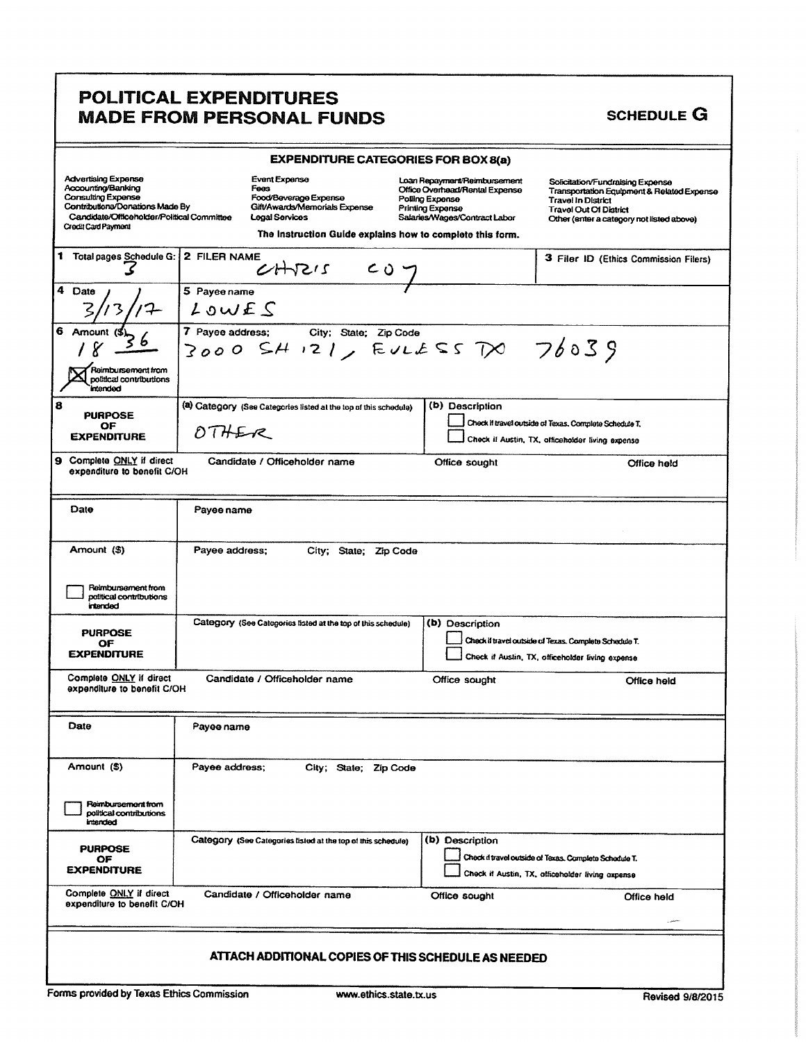# POLITICAL EXPENDITURES MADE FROM PERSONAL FUNDS

**SCHEDULE G**

## EXPENDITURE CATEGORIES FOR BOX 8(a)

| | | | |
|---|---|---|---|
| Advertising Expense | Event Expense | Loan Repayment/Reimbursement | Solicitation/Fundraising Expense |
| Accounting/Banking | Fees | Office Overhead/Rental Expense | Transportation Equipment & Related Expense |
| Consulting Expense | Food/Beverage Expense | Polling Expense | Travel In District |
| Contributions/Donations Made By Candidate/Officeholder/Political Committee | Gift/Awards/Memorials Expense | Printing Expense | Travel Out Of District |
| Credit Card Payment | Legal Services | Salaries/Wages/Contract Labor | Other (enter a category not listed above) |

The Instruction Guide explains how to complete this form.

| | | |
|---|---|---|
| 1 Total pages Schedule G: 3 | 2 FILER NAME CHRIS COY | 3 Filer ID (Ethics Commission Filers) |
| 4 Date 3/13/17 | 5 Payee name LOWES | |
| 6 Amount ($) 18.36 [X] Reimbursement from political contributions intended | 7 Payee address; City; State; Zip Code 3000 SH 121, EULESS TX 76039 | |
| 8 PURPOSE OF EXPENDITURE | (a) Category (See Categories listed at the top of this schedule) OTHER | (b) Description [ ] Check if travel outside of Texas. Complete Schedule T. [ ] Check if Austin, TX, officeholder living expense |
| 9 Complete ONLY if direct expenditure to benefit C/OH | Candidate / Officeholder name | Office sought / Office held |

| | | |
|---|---|---|
| Date | Payee name | |
| Amount ($) [ ] Reimbursement from political contributions intended | Payee address; City; State; Zip Code | |
| PURPOSE OF EXPENDITURE | Category (See Categories listed at the top of this schedule) | (b) Description [ ] Check if travel outside of Texas. Complete Schedule T. [ ] Check if Austin, TX, officeholder living expense |
| Complete ONLY if direct expenditure to benefit C/OH | Candidate / Officeholder name | Office sought / Office held |

| | | |
|---|---|---|
| Date | Payee name | |
| Amount ($) [ ] Reimbursement from political contributions intended | Payee address; City; State; Zip Code | |
| PURPOSE OF EXPENDITURE | Category (See Categories listed at the top of this schedule) | (b) Description [ ] Check if travel outside of Texas. Complete Schedule T. [ ] Check if Austin, TX, officeholder living expense |
| Complete ONLY if direct expenditure to benefit C/OH | Candidate / Officeholder name | Office sought / Office held |

**ATTACH ADDITIONAL COPIES OF THIS SCHEDULE AS NEEDED**

Forms provided by Texas Ethics Commission www.ethics.state.tx.us Revised 9/8/2015